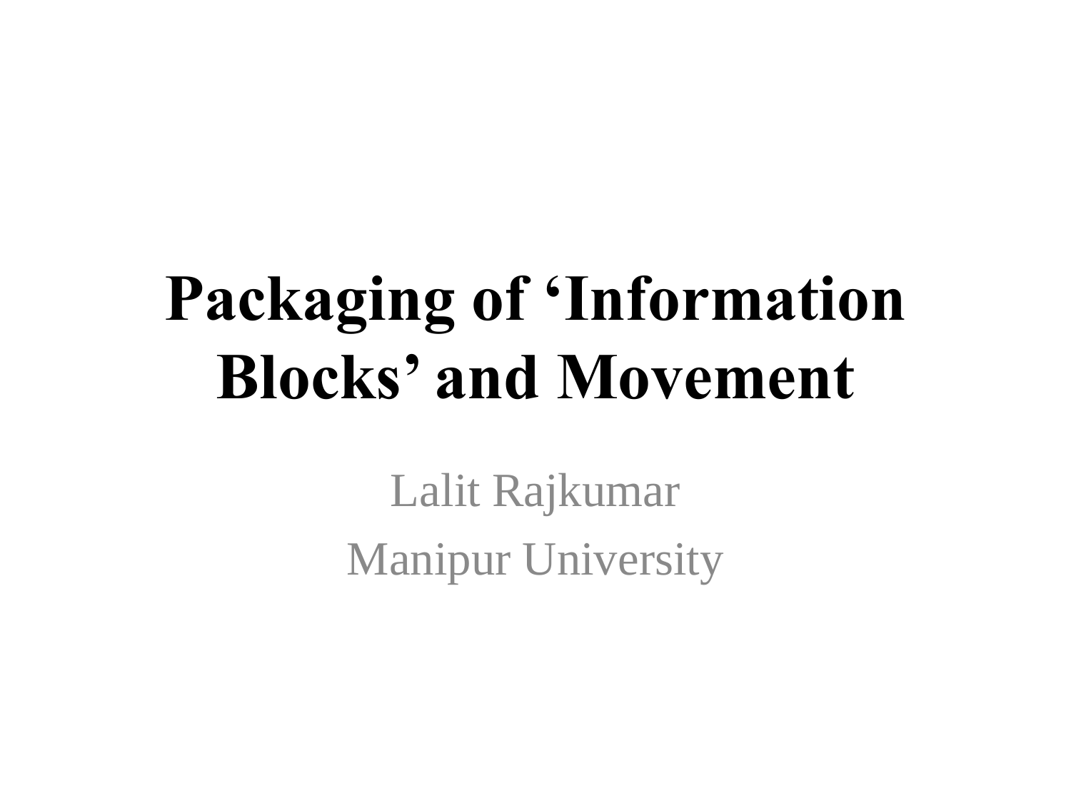# Packaging of ‘Information Blocks’ and Movement

Lalit Rajkumar

Manipur University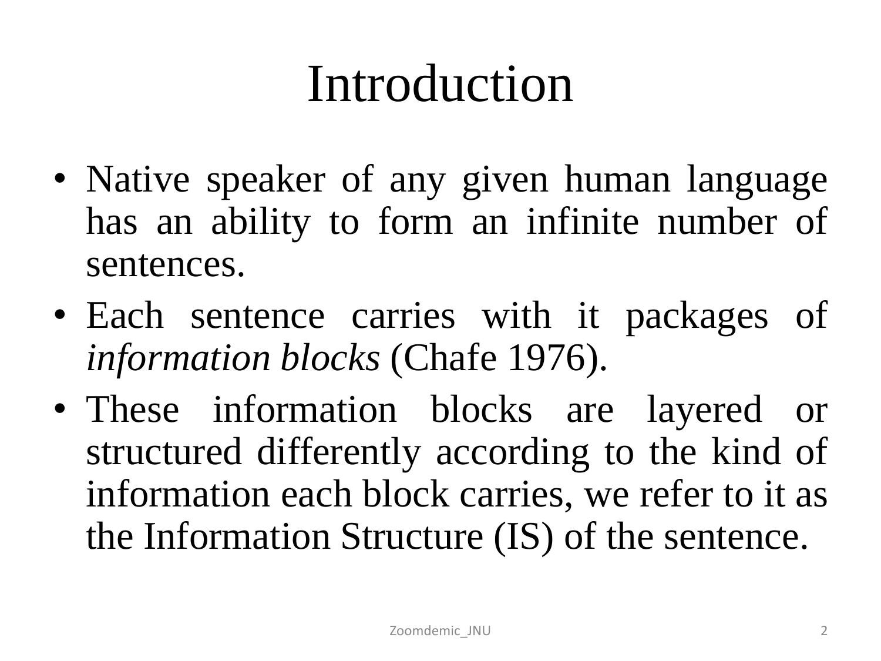# Introduction

- Native speaker of any given human language has an ability to form an infinite number of sentences.
- Each sentence carries with it packages of *information blocks* (Chafe 1976).
- These information blocks are layered or structured differently according to the kind of information each block carries, we refer to it as the Information Structure (IS) of the sentence.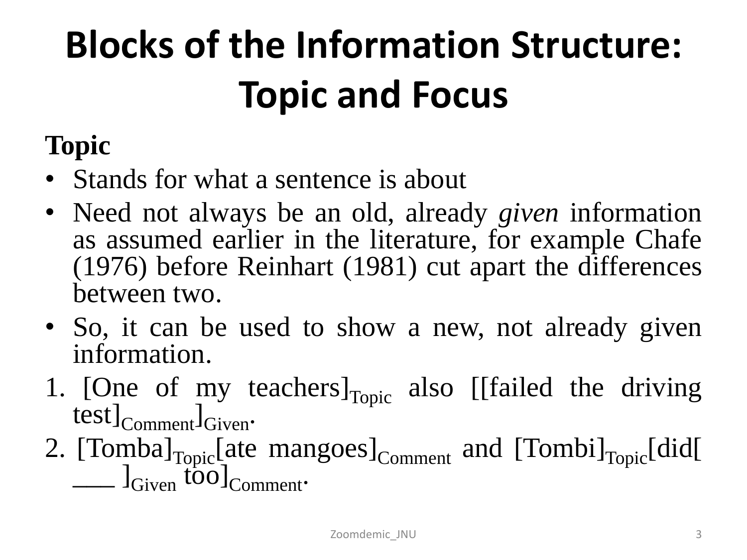# Blocks of the Information Structure: Topic and Focus

**Topic**

- Stands for what a sentence is about
- Need not always be an old, already *given* information as assumed earlier in the literature, for example Chafe (1976) before Reinhart (1981) cut apart the differences between two.
- So, it can be used to show a new, not already given information.

1. [One of my teachers]$_{\text{Topic}}$ also [[failed the driving test]$_{\text{Comment}}$]$_{\text{Given}}$.
2. [Tomba]$_{\text{Topic}}$[ate mangoes]$_{\text{Comment}}$ and [Tombi]$_{\text{Topic}}$[did[ ___ ]$_{\text{Given}}$ too]$_{\text{Comment}}$.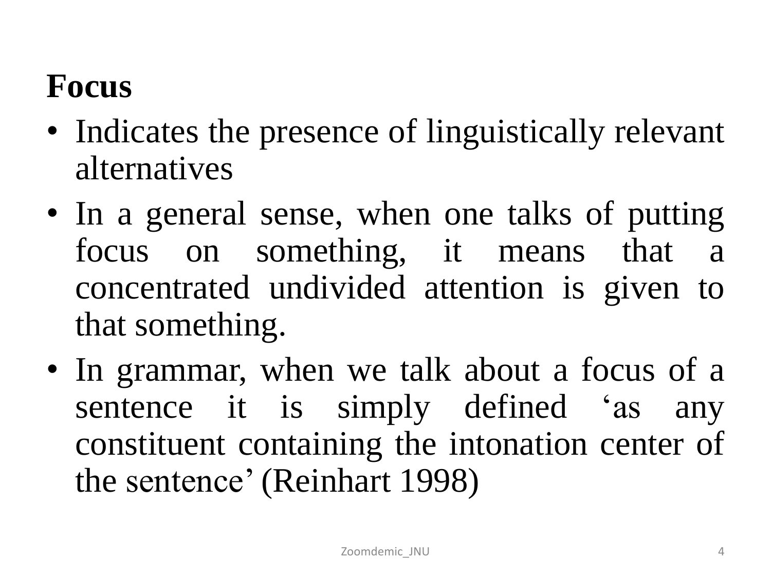**Focus**

- Indicates the presence of linguistically relevant alternatives
- In a general sense, when one talks of putting focus on something, it means that a concentrated undivided attention is given to that something.
- In grammar, when we talk about a focus of a sentence it is simply defined ‘as any constituent containing the intonation center of the sentence’ (Reinhart 1998)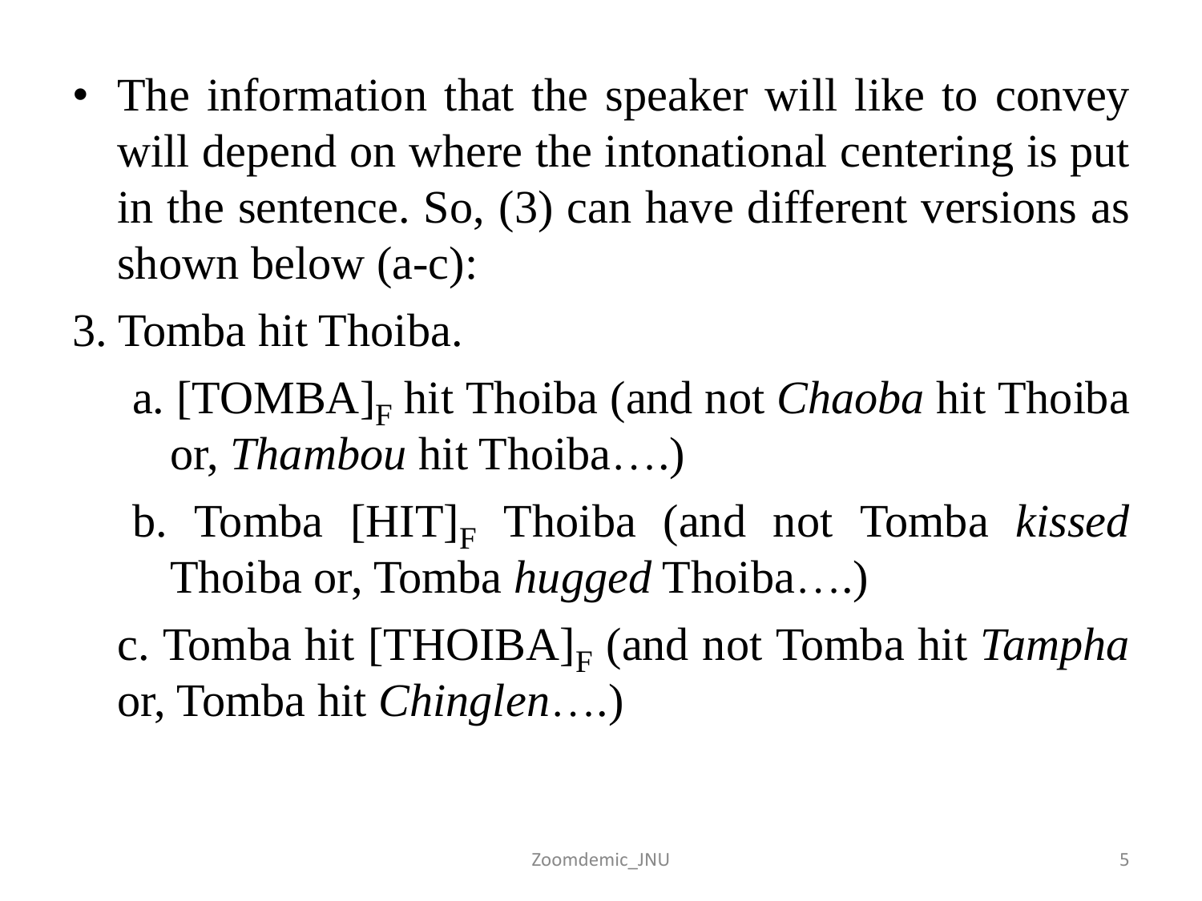- The information that the speaker will like to convey will depend on where the intonational centering is put in the sentence. So, (3) can have different versions as shown below (a-c):

3. Tomba hit Thoiba.

   a. [TOMBA]$_F$ hit Thoiba (and not *Chaoba* hit Thoiba or, *Thambou* hit Thoiba….)

   b. Tomba [HIT]$_F$ Thoiba (and not Tomba *kissed* Thoiba or, Tomba *hugged* Thoiba….)

   c. Tomba hit [THOIBA]$_F$ (and not Tomba hit *Tampha* or, Tomba hit *Chinglen*….)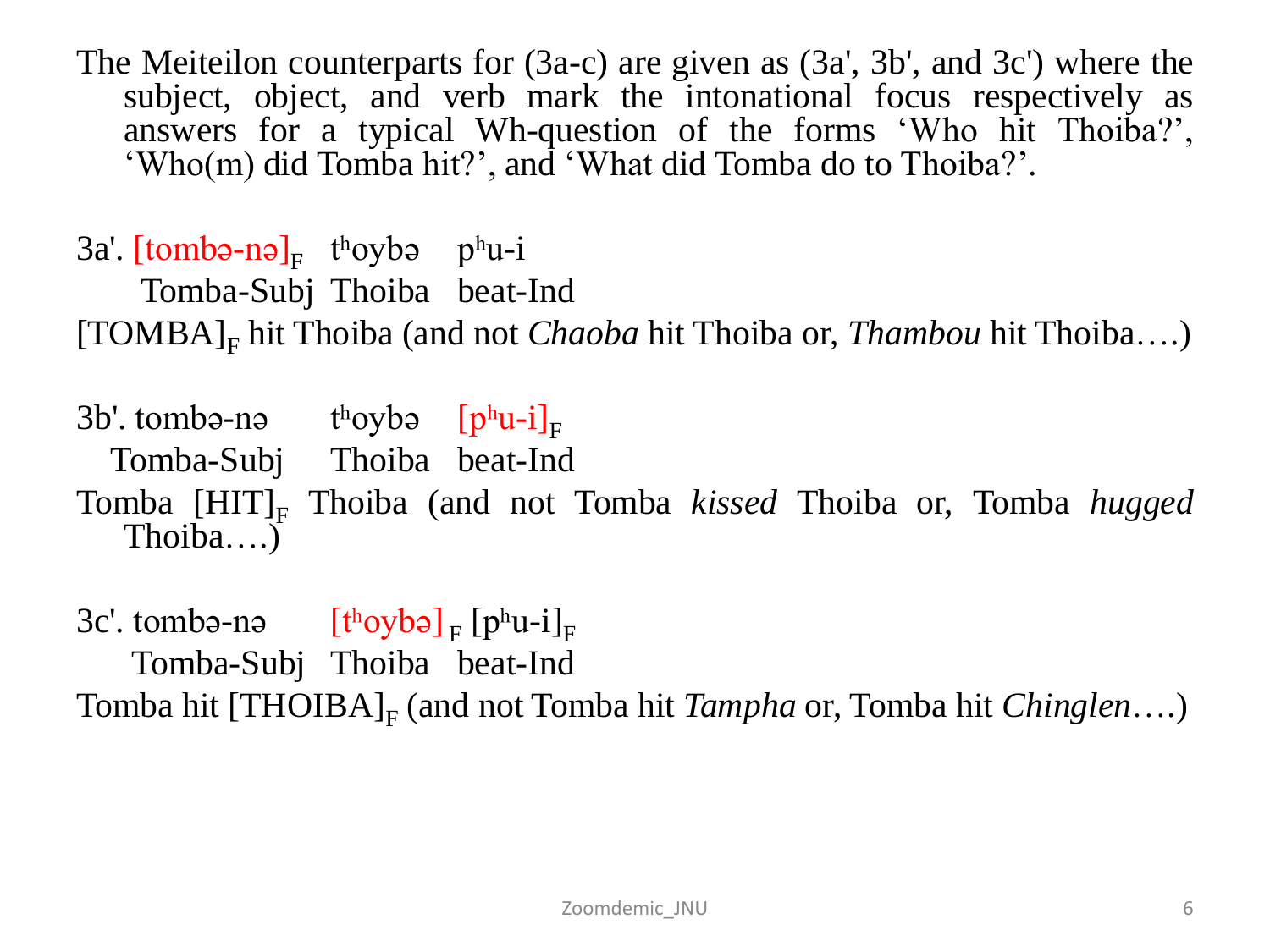The Meiteilon counterparts for (3a-c) are given as (3a', 3b', and 3c') where the subject, object, and verb mark the intonational focus respectively as answers for a typical Wh-question of the forms 'Who hit Thoiba?', 'Who(m) did Tomba hit?', and 'What did Tomba do to Thoiba?'.

3a'. $[\text{tombə-nə}]_F$ $\text{t}^\text{h}\text{oybə}$ $\text{p}^\text{h}\text{u-i}$
Tomba-Subj Thoiba beat-Ind
$[\text{TOMBA}]_F$ hit Thoiba (and not *Chaoba* hit Thoiba or, *Thambou* hit Thoiba….)

3b'. tombə-nə $\text{t}^\text{h}\text{oybə}$ $[\text{p}^\text{h}\text{u-i}]_F$
Tomba-Subj Thoiba beat-Ind
Tomba $[\text{HIT}]_F$ Thoiba (and not Tomba *kissed* Thoiba or, Tomba *hugged* Thoiba….)

3c'. tombə-nə $[\text{t}^\text{h}\text{oybə}]_F$ $[\text{p}^\text{h}\text{u-i}]_F$
Tomba-Subj Thoiba beat-Ind
Tomba hit $[\text{THOIBA}]_F$ (and not Tomba hit *Tampha* or, Tomba hit *Chinglen*….)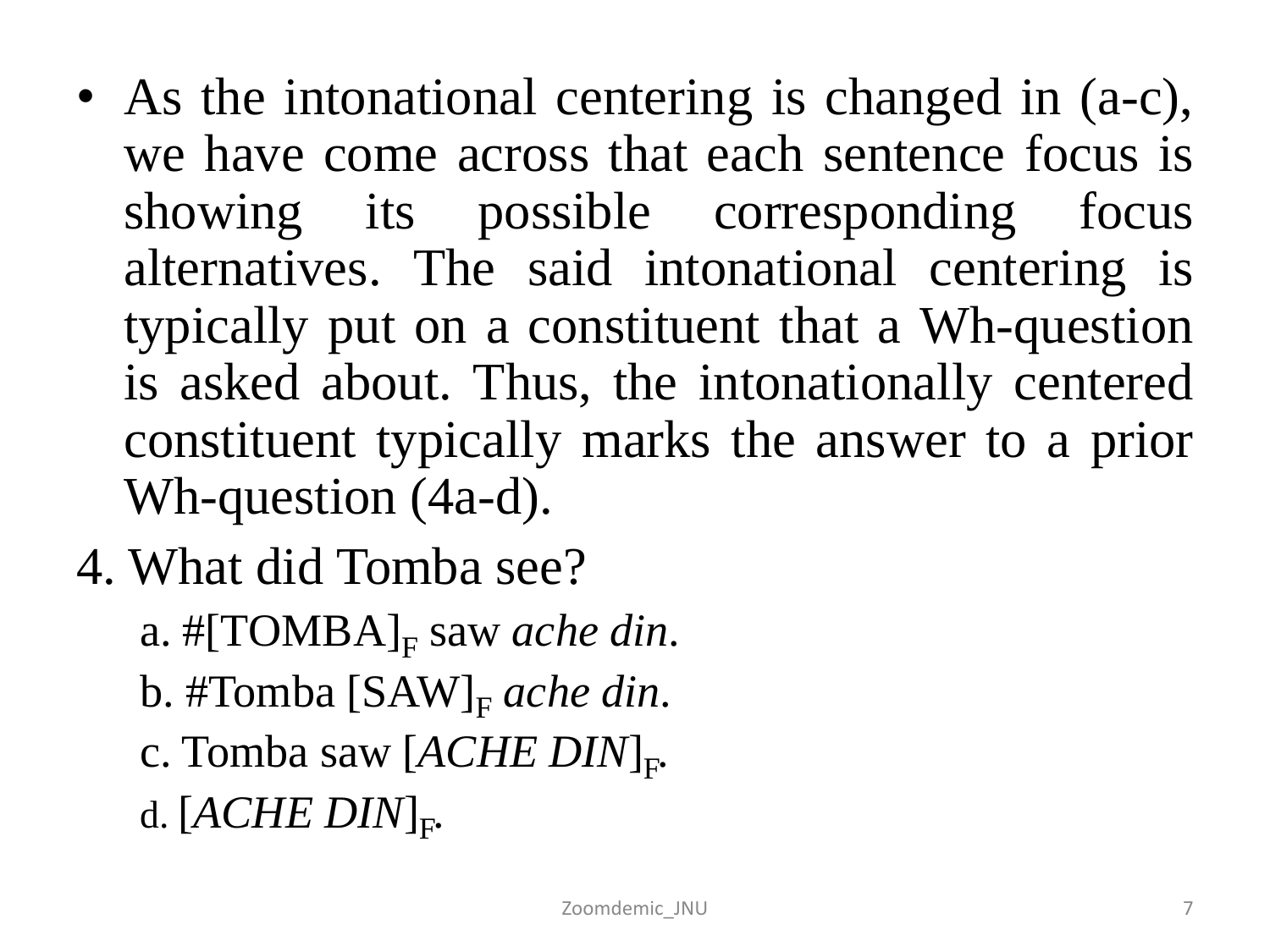- As the intonational centering is changed in (a-c), we have come across that each sentence focus is showing its possible corresponding focus alternatives. The said intonational centering is typically put on a constituent that a Wh-question is asked about. Thus, the intonationally centered constituent typically marks the answer to a prior Wh-question (4a-d).

4. What did Tomba see?

   a. #[TOMBA]$_F$ saw *ache din*.

   b. #Tomba [SAW]$_F$ *ache din*.

   c. Tomba saw [*ACHE DIN*]$_F$.

   d. [*ACHE DIN*]$_F$.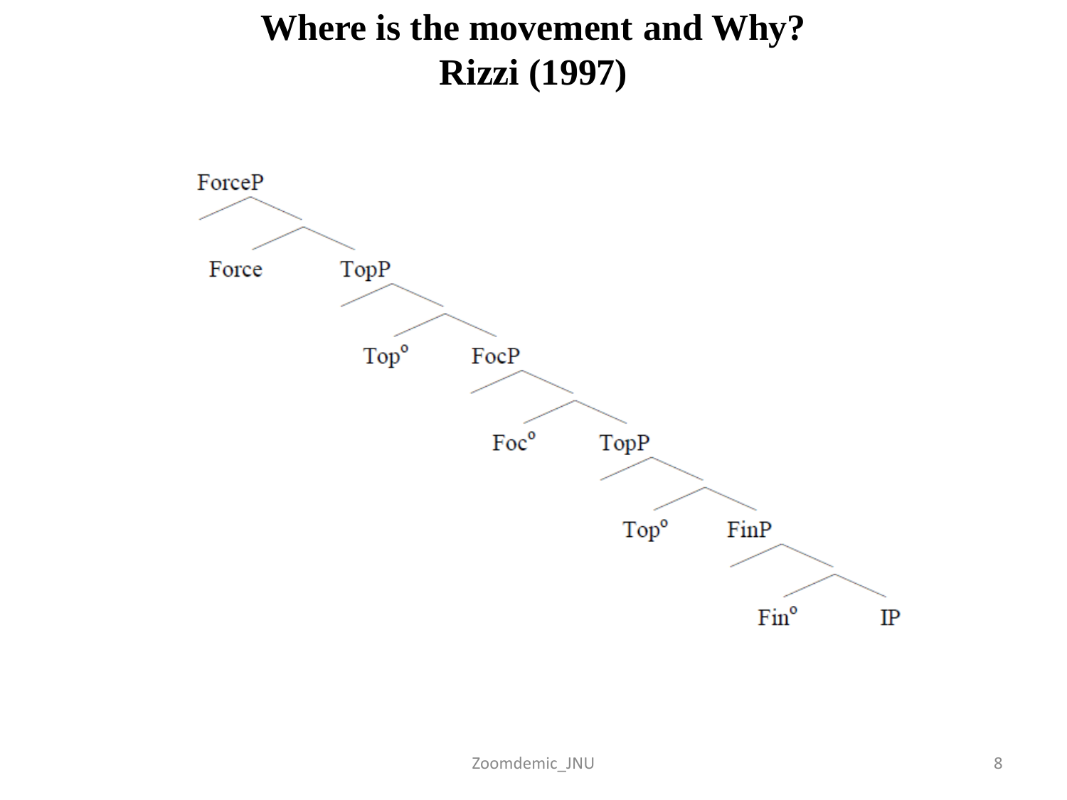# Where is the movement and Why?
## Rizzi (1997)

```
ForceP
├── Force
└── TopP
    ├── Top°
    └── FocP
        ├── Foc°
        └── TopP
            ├── Top°
            └── FinP
                ├── Fin°
                └── IP
```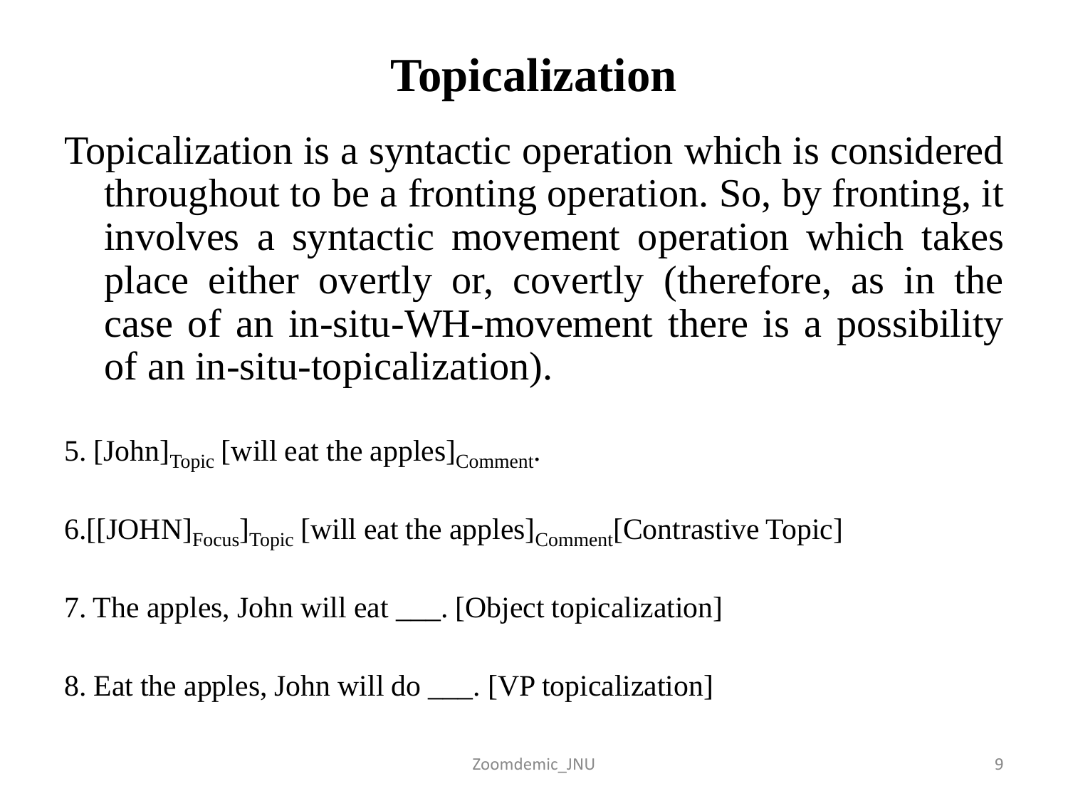# Topicalization

Topicalization is a syntactic operation which is considered throughout to be a fronting operation. So, by fronting, it involves a syntactic movement operation which takes place either overtly or, covertly (therefore, as in the case of an in-situ-WH-movement there is a possibility of an in-situ-topicalization).

5. $[\text{John}]_{\text{Topic}}$ $[\text{will eat the apples}]_{\text{Comment}}$.

6. $[[\text{JOHN}]_{\text{Focus}}]_{\text{Topic}}$ $[\text{will eat the apples}]_{\text{Comment}}$ [Contrastive Topic]

7. The apples, John will eat ___. [Object topicalization]

8. Eat the apples, John will do ___. [VP topicalization]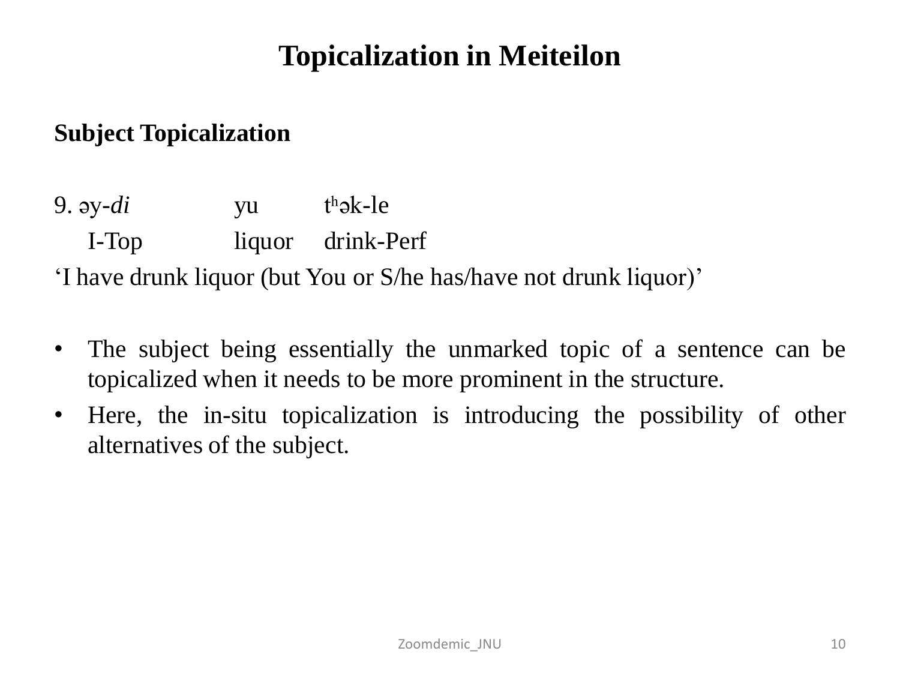# Topicalization in Meiteilon

**Subject Topicalization**

9. əy-*di* yu tʰək-le

I-Top liquor drink-Perf

'I have drunk liquor (but You or S/he has/have not drunk liquor)'

- The subject being essentially the unmarked topic of a sentence can be topicalized when it needs to be more prominent in the structure.
- Here, the in-situ topicalization is introducing the possibility of other alternatives of the subject.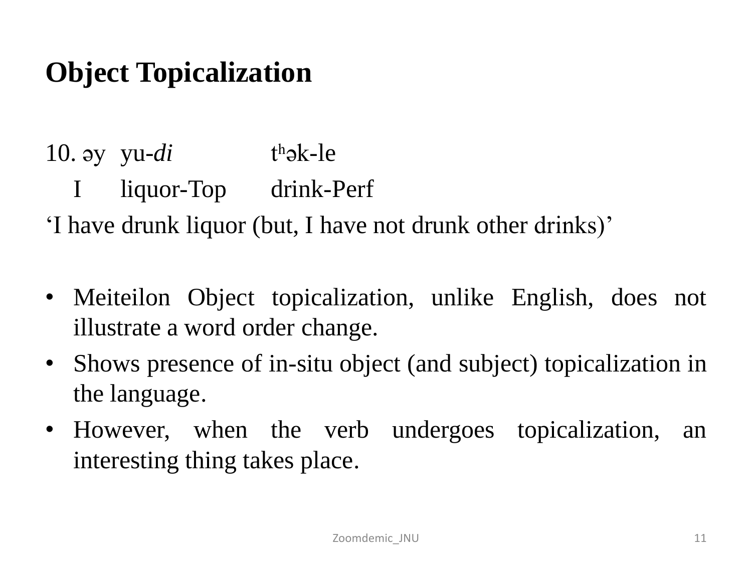## Object Topicalization

10. əy yu-*di* tʰək-le

    I liquor-Top drink-Perf

‘I have drunk liquor (but, I have not drunk other drinks)’

- Meiteilon Object topicalization, unlike English, does not illustrate a word order change.
- Shows presence of in-situ object (and subject) topicalization in the language.
- However, when the verb undergoes topicalization, an interesting thing takes place.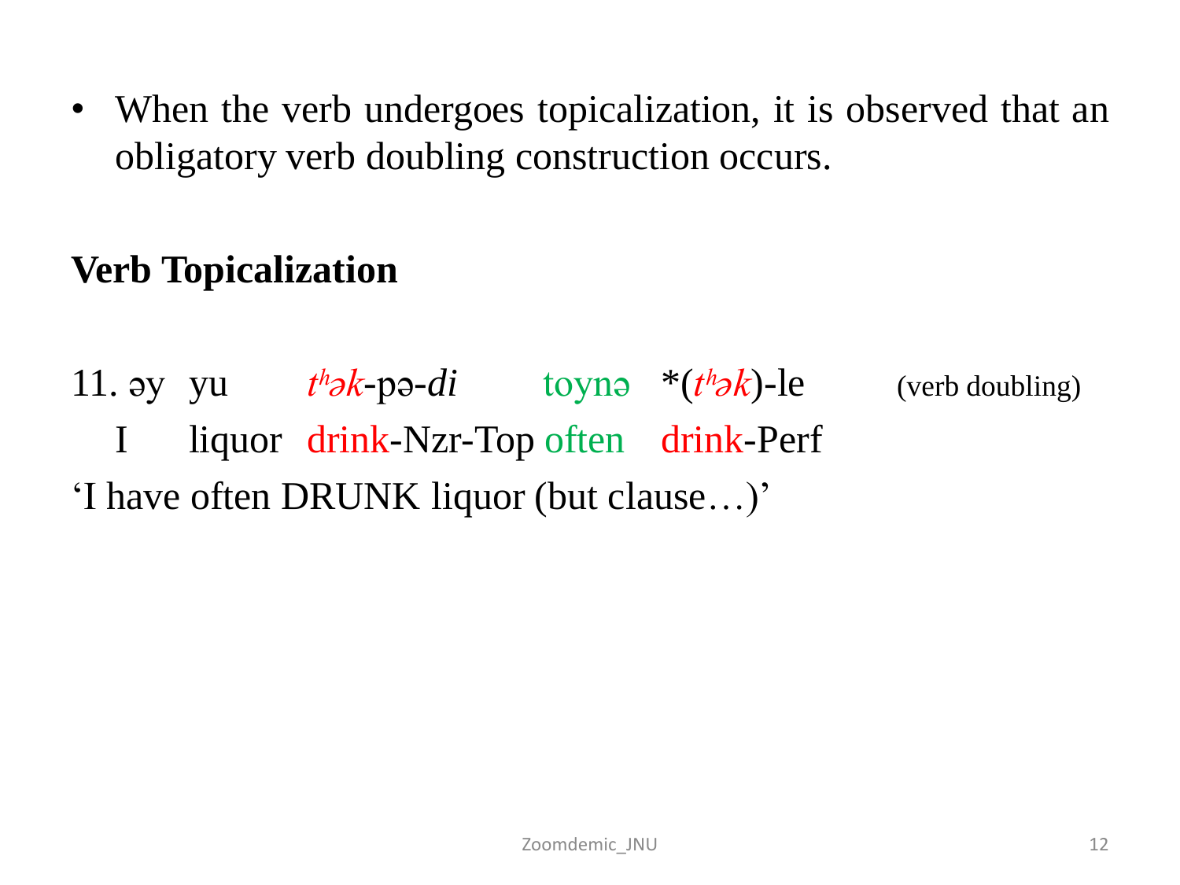- When the verb undergoes topicalization, it is observed that an obligatory verb doubling construction occurs.

**Verb Topicalization**

11. əy yu *tʰək*-pə-*di* toynə *(*tʰək*)-le (verb doubling)

    I liquor drink-Nzr-Top often drink-Perf

‘I have often DRUNK liquor (but clause…)’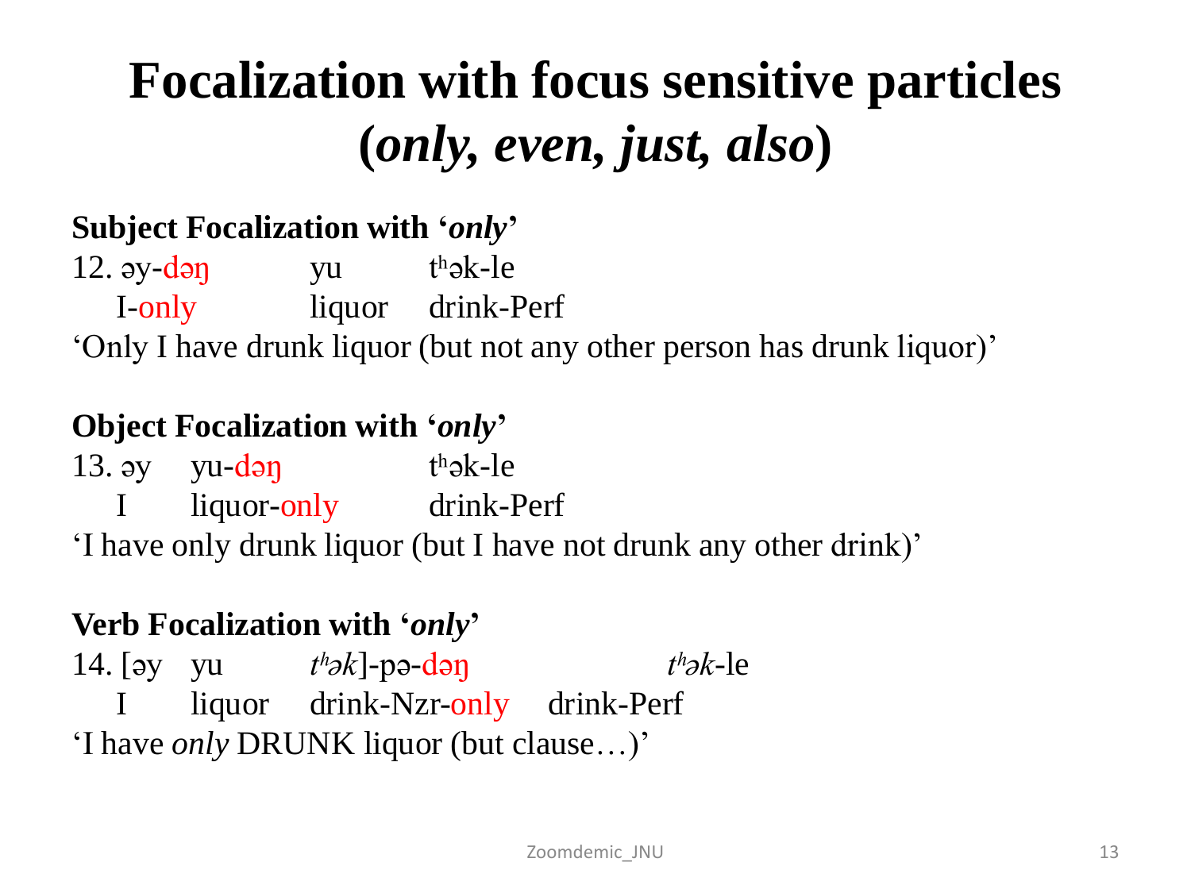# Focalization with focus sensitive particles (*only, even, just, also*)

**Subject Focalization with '*only*'**

12. əy-dəŋ yu tʰək-le
    I-only liquor drink-Perf

'Only I have drunk liquor (but not any other person has drunk liquor)'

**Object Focalization with '*only*'**

13. əy yu-dəŋ tʰək-le
    I liquor-only drink-Perf

'I have only drunk liquor (but I have not drunk any other drink)'

**Verb Focalization with '*only*'**

14. [əy yu *tʰək*]-pə-dəŋ *tʰək*-le
    I liquor drink-Nzr-only drink-Perf

'I have *only* DRUNK liquor (but clause…)'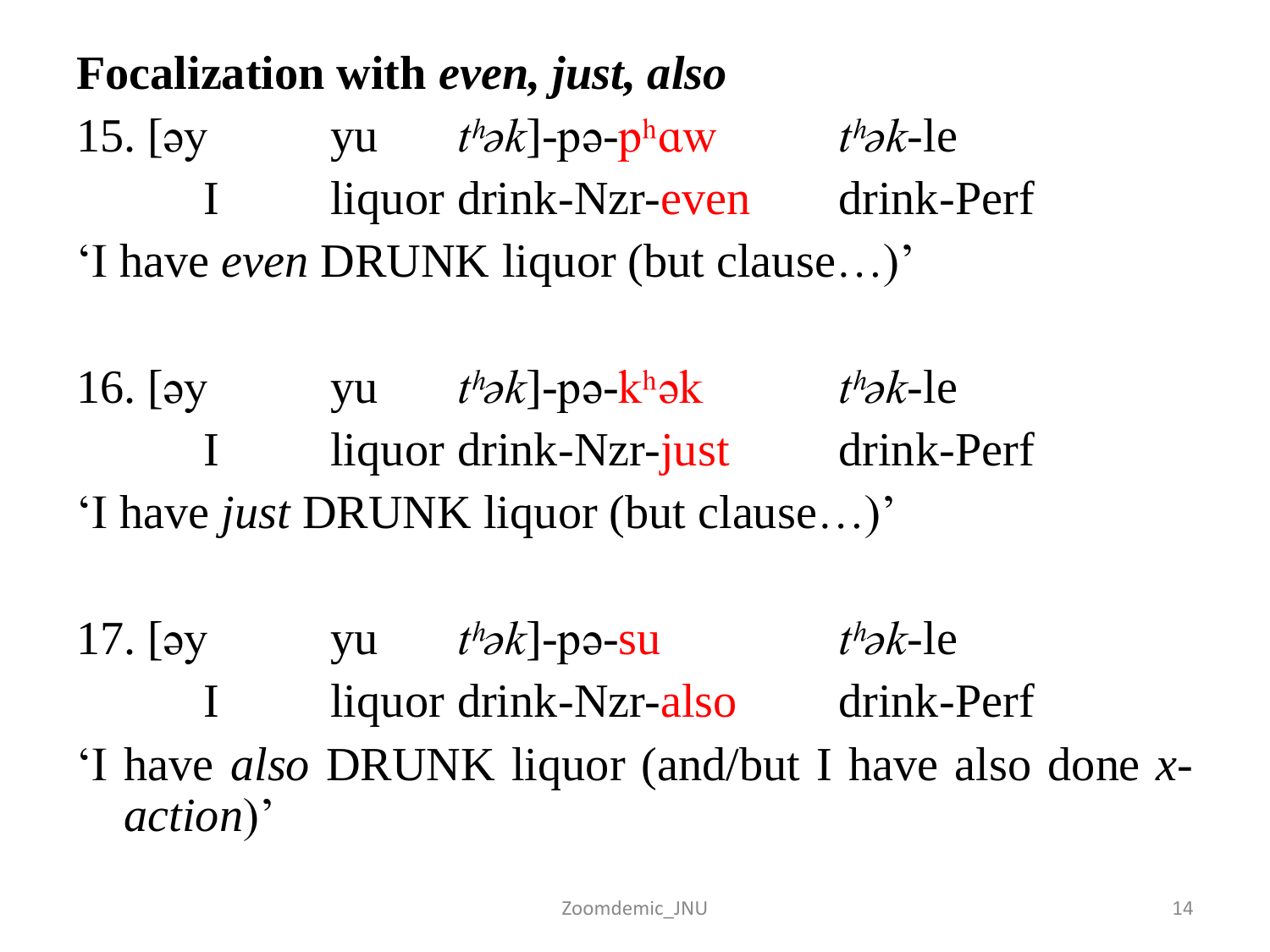**Focalization with *even, just, also***

15. [əy yu *tʰək*]-pə-pʰɑw *tʰək*-le
    I liquor drink-Nzr-even drink-Perf
    'I have *even* DRUNK liquor (but clause…)'

16. [əy yu *tʰək*]-pə-kʰək *tʰək*-le
    I liquor drink-Nzr-just drink-Perf
    'I have *just* DRUNK liquor (but clause…)'

17. [əy yu *tʰək*]-pə-su *tʰək*-le
    I liquor drink-Nzr-also drink-Perf
    'I have *also* DRUNK liquor (and/but I have also done *x-action*)'

Zoomdemic_JNU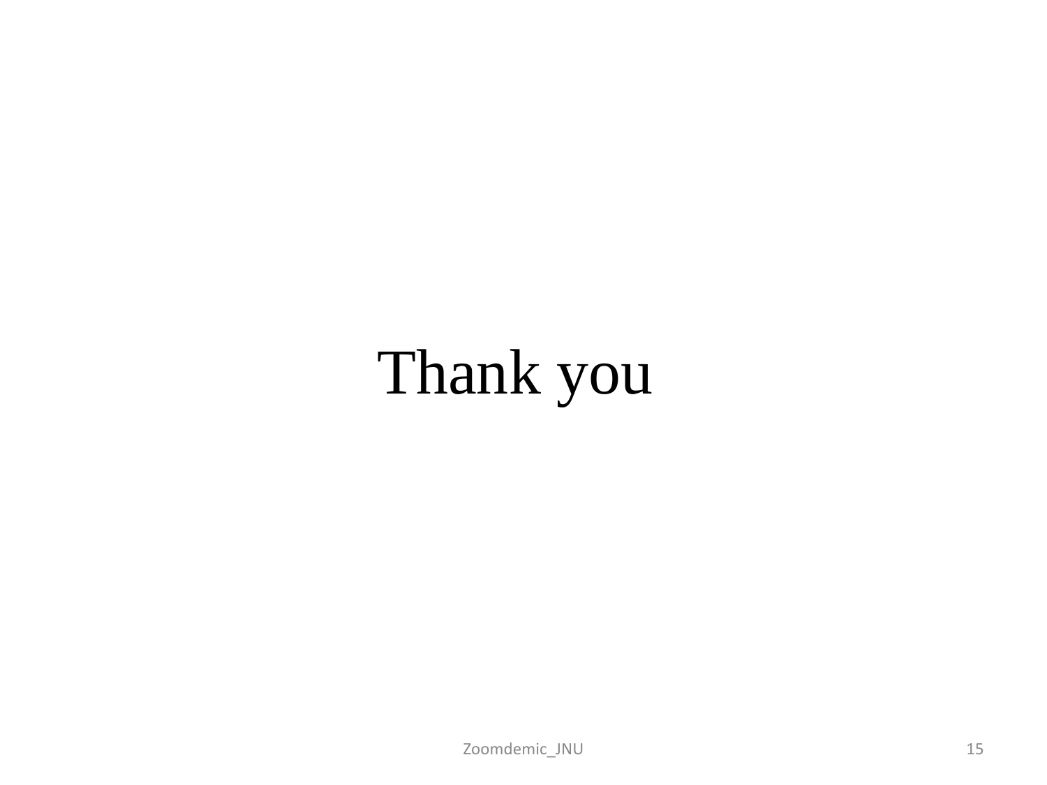Thank you